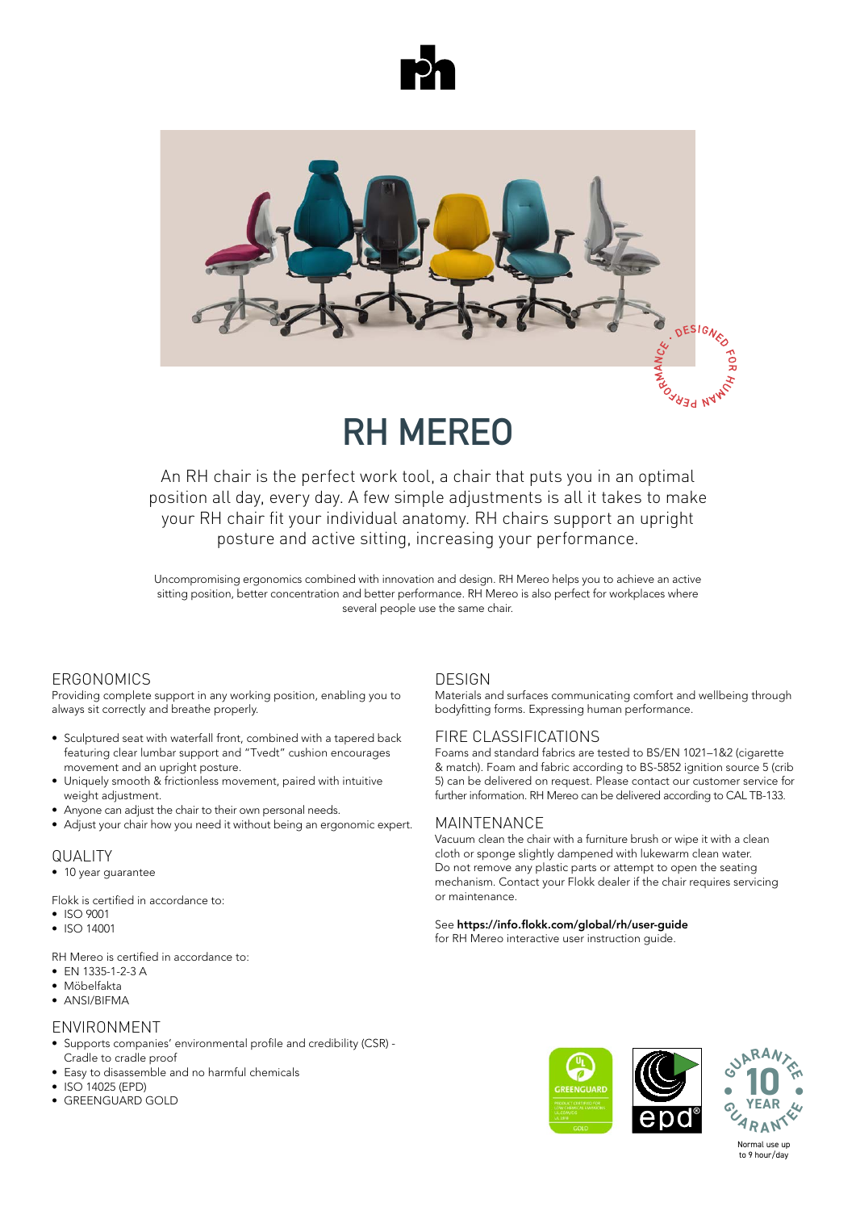# RH MEREO

An RH chair is the perfect work tool, a chair that puts you in an optimal position all day, every day. A few simple adjustments is all it takes to make your RH chair fit your individual anatomy. RH chairs support an upright posture and active sitting, increasing your performance.

Uncompromising ergonomics combined with innovation and design. RH Mereo helps you to achieve an active sitting position, better concentration and better performance. RH Mereo is also perfect for workplaces where several people use the same chair.

## ERGONOMICS

Providing complete support in any working position, enabling you to always sit correctly and breathe properly.

- Sculptured seat with waterfall front, combined with a tapered back featuring clear lumbar support and "Tvedt" cushion encourages movement and an upright posture.
- Uniquely smooth & frictionless movement, paired with intuitive weight adjustment.
- Anyone can adjust the chair to their own personal needs.
- Adjust your chair how you need it without being an ergonomic expert.

## QUALITY

- 10 year guarantee

Flokk is certified in accordance to:

- ISO 9001
- ISO 14001

RH Mereo is certified in accordance to:

- EN 1335-1-2-3 A
- Möbelfakta
- ANSI/BIFMA

## ENVIRONMENT

- Supports companies' environmental profile and credibility (CSR) - Cradle to cradle proof
- Easy to disassemble and no harmful chemicals
- ISO 14025 (EPD)
- GREENGUARD GOLD

## DESIGN

Materials and surfaces communicating comfort and wellbeing through bodyfitting forms. Expressing human performance.

## FIRE CLASSIFICATIONS

Foams and standard fabrics are tested to BS/EN 1021–1&2 (cigarette & match). Foam and fabric according to BS-5852 ignition source 5 (crib 5) can be delivered on request. Please contact our customer service for further information. RH Mereo can be delivered according to CAL TB-133.

## MAINTENANCE

Vacuum clean the chair with a furniture brush or wipe it with a clean cloth or sponge slightly dampened with lukewarm clean water. Do not remove any plastic parts or attempt to open the seating mechanism. Contact your Flokk dealer if the chair requires servicing or maintenance.

See **https://info.flokk.com/global/rh/user-guide** for RH Mereo interactive user instruction guide.

Normal use up to 9 hour/day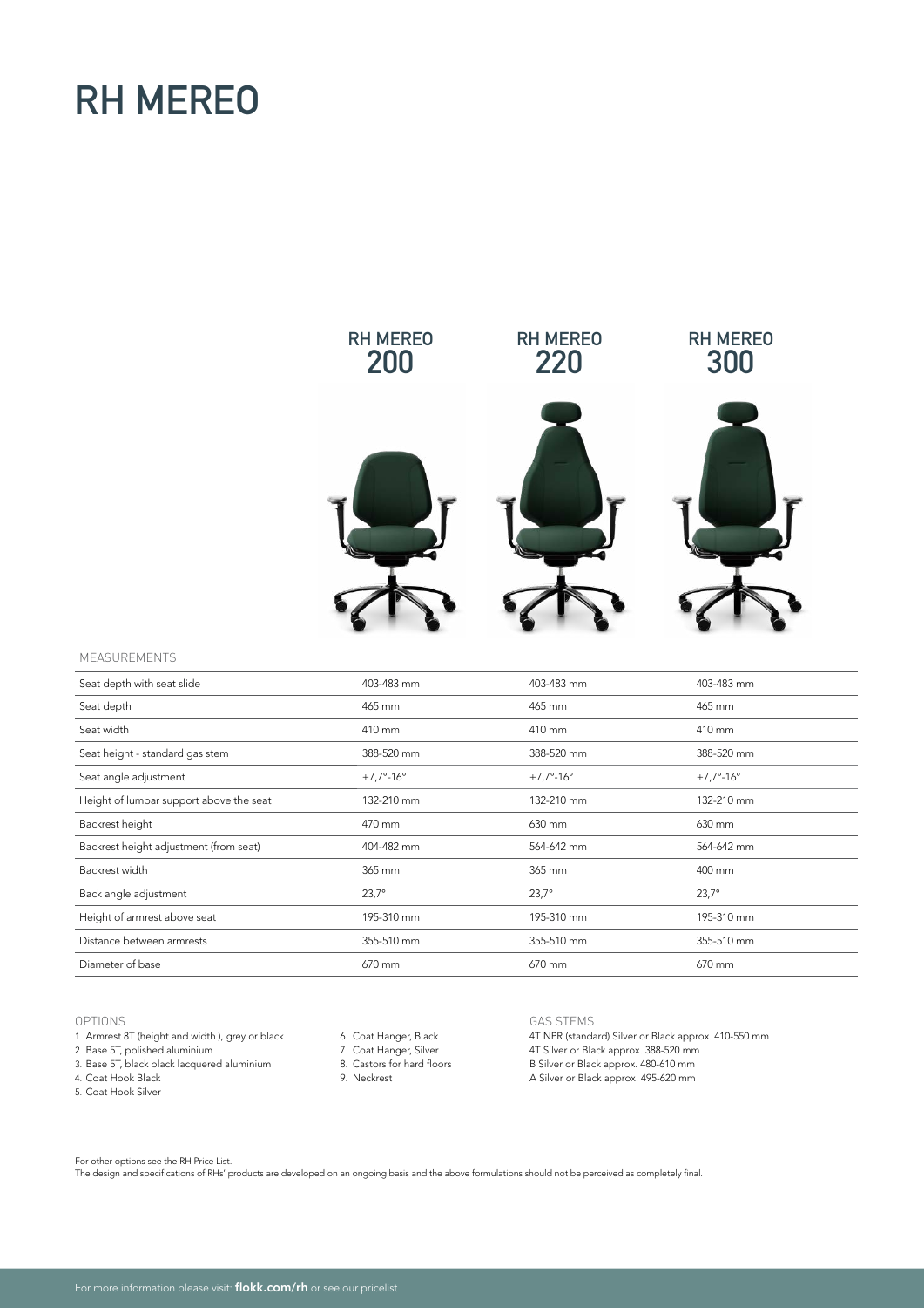# RH MEREO

MEASUREMENTS

| | RH MEREO 200 | RH MEREO 220 | RH MEREO 300 |
|---|---|---|---|
| Seat depth with seat slide | 403-483 mm | 403-483 mm | 403-483 mm |
| Seat depth | 465 mm | 465 mm | 465 mm |
| Seat width | 410 mm | 410 mm | 410 mm |
| Seat height - standard gas stem | 388-520 mm | 388-520 mm | 388-520 mm |
| Seat angle adjustment | +7,7°-16° | +7,7°-16° | +7,7°-16° |
| Height of lumbar support above the seat | 132-210 mm | 132-210 mm | 132-210 mm |
| Backrest height | 470 mm | 630 mm | 630 mm |
| Backrest height adjustment (from seat) | 404-482 mm | 564-642 mm | 564-642 mm |
| Backrest width | 365 mm | 365 mm | 400 mm |
| Back angle adjustment | 23,7° | 23,7° | 23,7° |
| Height of armrest above seat | 195-310 mm | 195-310 mm | 195-310 mm |
| Distance between armrests | 355-510 mm | 355-510 mm | 355-510 mm |
| Diameter of base | 670 mm | 670 mm | 670 mm |

OPTIONS

1. Armrest 8T (height and width.), grey or black
2. Base 5T, polished aluminium
3. Base 5T, black black lacquered aluminium
4. Coat Hook Black
5. Coat Hook Silver
6. Coat Hanger, Black
7. Coat Hanger, Silver
8. Castors for hard floors
9. Neckrest

GAS STEMS

4T NPR (standard) Silver or Black approx. 410-550 mm
4T Silver or Black approx. 388-520 mm
B Silver or Black approx. 480-610 mm
A Silver or Black approx. 495-620 mm

For other options see the RH Price List.
The design and specifications of RHs' products are developed on an ongoing basis and the above formulations should not be perceived as completely final.

For more information please visit: **flokk.com/rh** or see our pricelist